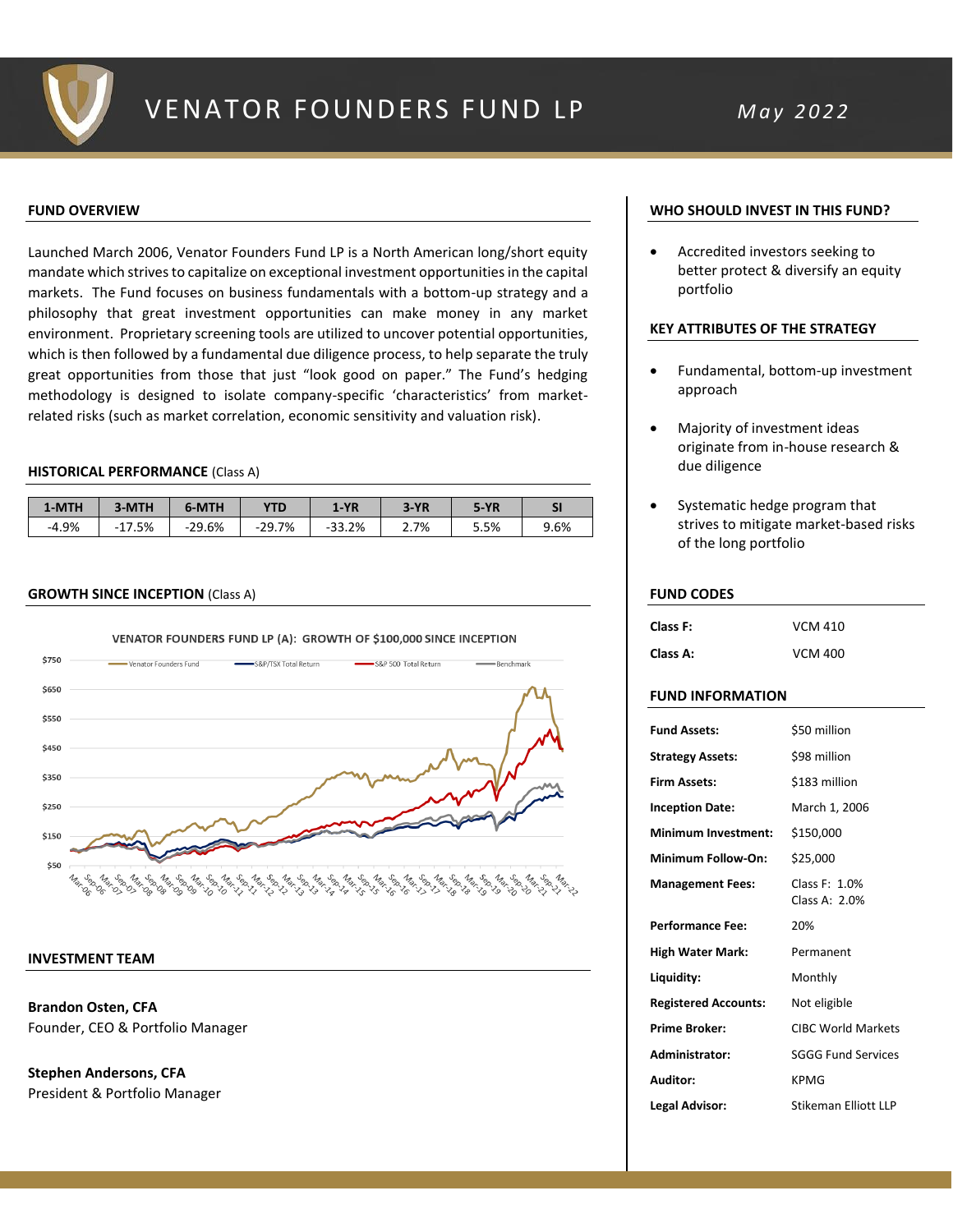# VENATOR FOUNDERS FUND LP

*May 2022*

## FUND OVERVIEW

Launched March 2006, Venator Founders Fund LP is a North American long/short equity mandate which strives to capitalize on exceptional investment opportunities in the capital markets. The Fund focuses on business fundamentals with a bottom-up strategy and a philosophy that great investment opportunities can make money in any market environment. Proprietary screening tools are utilized to uncover potential opportunities, which is then followed by a fundamental due diligence process, to help separate the truly great opportunities from those that just "look good on paper." The Fund's hedging methodology is designed to isolate company-specific 'characteristics' from market-related risks (such as market correlation, economic sensitivity and valuation risk).

## HISTORICAL PERFORMANCE (Class A)

| 1-MTH | 3-MTH | 6-MTH | YTD | 1-YR | 3-YR | 5-YR | SI |
|---|---|---|---|---|---|---|---|
| -4.9% | -17.5% | -29.6% | -29.7% | -33.2% | 2.7% | 5.5% | 9.6% |

## GROWTH SINCE INCEPTION (Class A)

VENATOR FOUNDERS FUND LP (A): GROWTH OF $100,000 SINCE INCEPTION

## INVESTMENT TEAM

**Brandon Osten, CFA**
Founder, CEO & Portfolio Manager

**Stephen Andersons, CFA**
President & Portfolio Manager

## WHO SHOULD INVEST IN THIS FUND?

- Accredited investors seeking to better protect & diversify an equity portfolio

## KEY ATTRIBUTES OF THE STRATEGY

- Fundamental, bottom-up investment approach
- Majority of investment ideas originate from in-house research & due diligence
- Systematic hedge program that strives to mitigate market-based risks of the long portfolio

## FUND CODES

| | |
|---|---|
| **Class F:** | VCM 410 |
| **Class A:** | VCM 400 |

## FUND INFORMATION

| | |
|---|---|
| **Fund Assets:** | $50 million |
| **Strategy Assets:** | $98 million |
| **Firm Assets:** | $183 million |
| **Inception Date:** | March 1, 2006 |
| **Minimum Investment:** | $150,000 |
| **Minimum Follow-On:** | $25,000 |
| **Management Fees:** | Class F: 1.0%<br>Class A: 2.0% |
| **Performance Fee:** | 20% |
| **High Water Mark:** | Permanent |
| **Liquidity:** | Monthly |
| **Registered Accounts:** | Not eligible |
| **Prime Broker:** | CIBC World Markets |
| **Administrator:** | SGGG Fund Services |
| **Auditor:** | KPMG |
| **Legal Advisor:** | Stikeman Elliott LLP |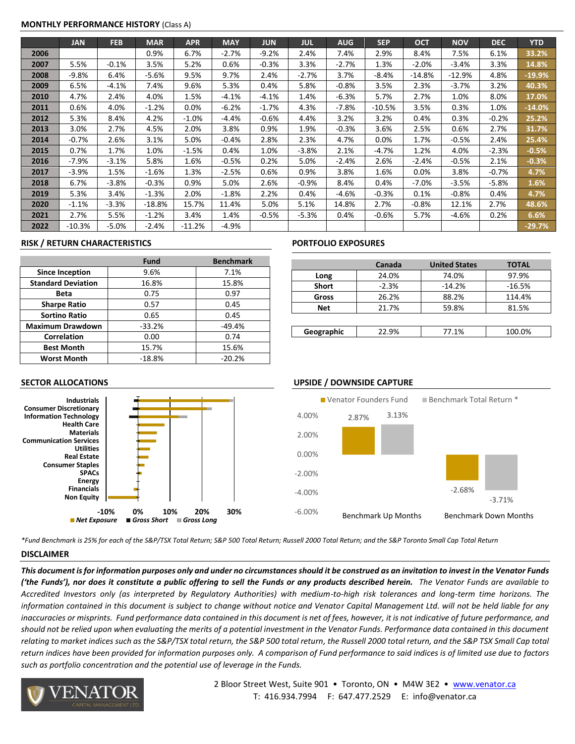## MONTHLY PERFORMANCE HISTORY (Class A)

| | JAN | FEB | MAR | APR | MAY | JUN | JUL | AUG | SEP | OCT | NOV | DEC | YTD |
|---|---|---|---|---|---|---|---|---|---|---|---|---|---|
| 2006 | | | 0.9% | 6.7% | -2.7% | -9.2% | 2.4% | 7.4% | 2.9% | 8.4% | 7.5% | 6.1% | 33.2% |
| 2007 | 5.5% | -0.1% | 3.5% | 5.2% | 0.6% | -0.3% | 3.3% | -2.7% | 1.3% | -2.0% | -3.4% | 3.3% | 14.8% |
| 2008 | -9.8% | 6.4% | -5.6% | 9.5% | 9.7% | 2.4% | -2.7% | 3.7% | -8.4% | -14.8% | -12.9% | 4.8% | -19.9% |
| 2009 | 6.5% | -4.1% | 7.4% | 9.6% | 5.3% | 0.4% | 5.8% | -0.8% | 3.5% | 2.3% | -3.7% | 3.2% | 40.3% |
| 2010 | 4.7% | 2.4% | 4.0% | 1.5% | -4.1% | -4.1% | 1.4% | -6.3% | 5.7% | 2.7% | 1.0% | 8.0% | 17.0% |
| 2011 | 0.6% | 4.0% | -1.2% | 0.0% | -6.2% | -1.7% | 4.3% | -7.8% | -10.5% | 3.5% | 0.3% | 1.0% | -14.0% |
| 2012 | 5.3% | 8.4% | 4.2% | -1.0% | -4.4% | -0.6% | 4.4% | 3.2% | 3.2% | 0.4% | 0.3% | -0.2% | 25.2% |
| 2013 | 3.0% | 2.7% | 4.5% | 2.0% | 3.8% | 0.9% | 1.9% | -0.3% | 3.6% | 2.5% | 0.6% | 2.7% | 31.7% |
| 2014 | -0.7% | 2.6% | 3.1% | 5.0% | -0.4% | 2.8% | 2.3% | 4.7% | 0.0% | 1.7% | -0.5% | 2.4% | 25.4% |
| 2015 | 0.7% | 1.7% | 1.0% | -1.5% | 0.4% | 1.0% | -3.8% | 2.1% | -4.7% | 1.2% | 4.0% | -2.3% | -0.5% |
| 2016 | -7.9% | -3.1% | 5.8% | 1.6% | -0.5% | 0.2% | 5.0% | -2.4% | 2.6% | -2.4% | -0.5% | 2.1% | -0.3% |
| 2017 | -3.9% | 1.5% | -1.6% | 1.3% | -2.5% | 0.6% | 0.9% | 3.8% | 1.6% | 0.0% | 3.8% | -0.7% | 4.7% |
| 2018 | 6.7% | -3.8% | -0.3% | 0.9% | 5.0% | 2.6% | -0.9% | 8.4% | 0.4% | -7.0% | -3.5% | -5.8% | 1.6% |
| 2019 | 5.3% | 3.4% | -1.3% | 2.0% | -1.8% | 2.2% | 0.4% | -4.6% | -0.3% | 0.1% | -0.8% | 0.4% | 4.7% |
| 2020 | -1.1% | -3.3% | -18.8% | 15.7% | 11.4% | 5.0% | 5.1% | 14.8% | 2.7% | -0.8% | 12.1% | 2.7% | 48.6% |
| 2021 | 2.7% | 5.5% | -1.2% | 3.4% | 1.4% | -0.5% | -5.3% | 0.4% | -0.6% | 5.7% | -4.6% | 0.2% | 6.6% |
| 2022 | -10.3% | -5.0% | -2.4% | -11.2% | -4.9% | | | | | | | | -29.7% |

## RISK / RETURN CHARACTERISTICS

| | Fund | Benchmark |
|---|---|---|
| Since Inception | 9.6% | 7.1% |
| Standard Deviation | 16.8% | 15.8% |
| Beta | 0.75 | 0.97 |
| Sharpe Ratio | 0.57 | 0.45 |
| Sortino Ratio | 0.65 | 0.45 |
| Maximum Drawdown | -33.2% | -49.4% |
| Correlation | 0.00 | 0.74 |
| Best Month | 15.7% | 15.6% |
| Worst Month | -18.8% | -20.2% |

## PORTFOLIO EXPOSURES

| | Canada | United States | TOTAL |
|---|---|---|---|
| Long | 24.0% | 74.0% | 97.9% |
| Short | -2.3% | -14.2% | -16.5% |
| Gross | 26.2% | 88.2% | 114.4% |
| Net | 21.7% | 59.8% | 81.5% |
| Geographic | 22.9% | 77.1% | 100.0% |

## SECTOR ALLOCATIONS

Industrials
Consumer Discretionary
Information Technology
Health Care
Materials
Communication Services
Utilities
Real Estate
Consumer Staples
SPACs
Energy
Financials
Non Equity

-10% 0% 10% 20% 30%

Net Exposure ■ Gross Short ■ Gross Long

## UPSIDE / DOWNSIDE CAPTURE

Venator Founders Fund ■ Benchmark Total Return *

4.00%
2.00%
0.00%
-2.00%
-4.00%
-6.00%

2.87% 3.13%
-2.68% -3.71%

Benchmark Up Months    Benchmark Down Months

*Fund Benchmark is 25% for each of the S&P/TSX Total Return; S&P 500 Total Return; Russell 2000 Total Return; and the S&P Toronto Small Cap Total Return*

## DISCLAIMER

***This document is for information purposes only and under no circumstances should it be construed as an invitation to invest in the Venator Funds ('the Funds'), nor does it constitute a public offering to sell the Funds or any products described herein.*** *The Venator Funds are available to Accredited Investors only (as interpreted by Regulatory Authorities) with medium-to-high risk tolerances and long-term time horizons. The information contained in this document is subject to change without notice and Venator Capital Management Ltd. will not be held liable for any inaccuracies or misprints. Fund performance data contained in this document is net of fees, however, it is not indicative of future performance, and should not be relied upon when evaluating the merits of a potential investment in the Venator Funds. Performance data contained in this document relating to market indices such as the S&P/TSX total return, the S&P 500 total return, the Russell 2000 total return, and the S&P TSX Small Cap total return indices have been provided for information purposes only. A comparison of Fund performance to said indices is of limited use due to factors such as portfolio concentration and the potential use of leverage in the Funds.*

VENATOR CAPITAL MANAGEMENT LTD.

2 Bloor Street West, Suite 901 • Toronto, ON • M4W 3E2 • www.venator.ca
T: 416.934.7994 F: 647.477.2529 E: info@venator.ca